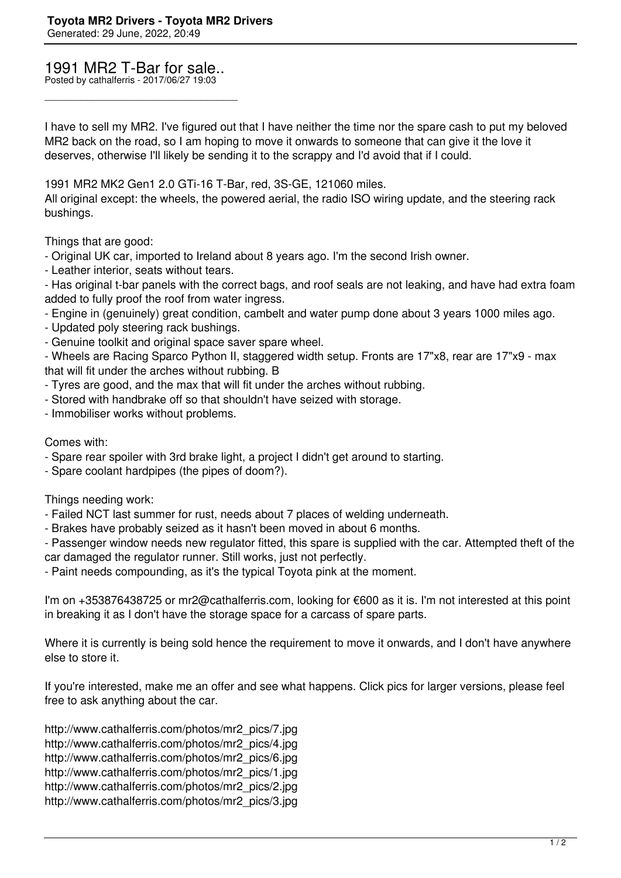# 1991 MR2 T-Bar for sale..

Posted by cathalferris - 2017/06/27 19:03

---

I have to sell my MR2. I've figured out that I have neither the time nor the spare cash to put my beloved MR2 back on the road, so I am hoping to move it onwards to someone that can give it the love it deserves, otherwise I'll likely be sending it to the scrappy and I'd avoid that if I could.

1991 MR2 MK2 Gen1 2.0 GTi-16 T-Bar, red, 3S-GE, 121060 miles.
All original except: the wheels, the powered aerial, the radio ISO wiring update, and the steering rack bushings.

Things that are good:
- Original UK car, imported to Ireland about 8 years ago. I'm the second Irish owner.
- Leather interior, seats without tears.
- Has original t-bar panels with the correct bags, and roof seals are not leaking, and have had extra foam added to fully proof the roof from water ingress.
- Engine in (genuinely) great condition, cambelt and water pump done about 3 years 1000 miles ago.
- Updated poly steering rack bushings.
- Genuine toolkit and original space saver spare wheel.
- Wheels are Racing Sparco Python II, staggered width setup. Fronts are 17"x8, rear are 17"x9 - max that will fit under the arches without rubbing. B
- Tyres are good, and the max that will fit under the arches without rubbing.
- Stored with handbrake off so that shouldn't have seized with storage.
- Immobiliser works without problems.

Comes with:
- Spare rear spoiler with 3rd brake light, a project I didn't get around to starting.
- Spare coolant hardpipes (the pipes of doom?).

Things needing work:
- Failed NCT last summer for rust, needs about 7 places of welding underneath.
- Brakes have probably seized as it hasn't been moved in about 6 months.
- Passenger window needs new regulator fitted, this spare is supplied with the car. Attempted theft of the car damaged the regulator runner. Still works, just not perfectly.
- Paint needs compounding, as it's the typical Toyota pink at the moment.

I'm on +353876438725 or mr2@cathalferris.com, looking for €600 as it is. I'm not interested at this point in breaking it as I don't have the storage space for a carcass of spare parts.

Where it is currently is being sold hence the requirement to move it onwards, and I don't have anywhere else to store it.

If you're interested, make me an offer and see what happens. Click pics for larger versions, please feel free to ask anything about the car.

http://www.cathalferris.com/photos/mr2_pics/7.jpg
http://www.cathalferris.com/photos/mr2_pics/4.jpg
http://www.cathalferris.com/photos/mr2_pics/6.jpg
http://www.cathalferris.com/photos/mr2_pics/1.jpg
http://www.cathalferris.com/photos/mr2_pics/2.jpg
http://www.cathalferris.com/photos/mr2_pics/3.jpg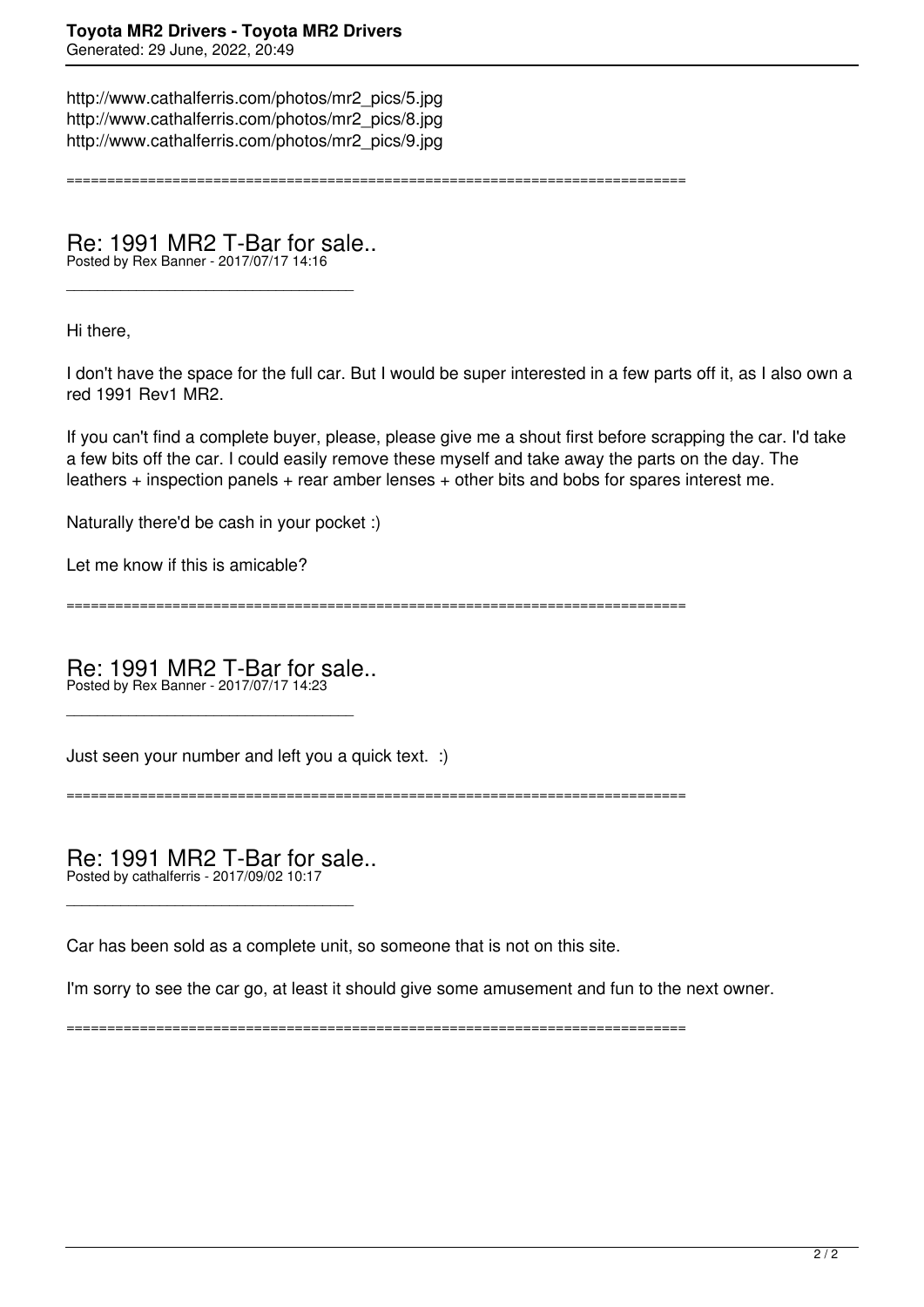http://www.cathalferris.com/photos/mr2_pics/5.jpg
http://www.cathalferris.com/photos/mr2_pics/8.jpg
http://www.cathalferris.com/photos/mr2_pics/9.jpg

============================================================================

## Re: 1991 MR2 T-Bar for sale..

Posted by Rex Banner - 2017/07/17 14:16

_____________________________________

Hi there,

I don't have the space for the full car. But I would be super interested in a few parts off it, as I also own a red 1991 Rev1 MR2.

If you can't find a complete buyer, please, please give me a shout first before scrapping the car. I'd take a few bits off the car. I could easily remove these myself and take away the parts on the day. The leathers + inspection panels + rear amber lenses + other bits and bobs for spares interest me.

Naturally there'd be cash in your pocket :)

Let me know if this is amicable?

============================================================================

## Re: 1991 MR2 T-Bar for sale..

Posted by Rex Banner - 2017/07/17 14:23

_____________________________________

Just seen your number and left you a quick text. :)

============================================================================

## Re: 1991 MR2 T-Bar for sale..

Posted by cathalferris - 2017/09/02 10:17

_____________________________________

Car has been sold as a complete unit, so someone that is not on this site.

I'm sorry to see the car go, at least it should give some amusement and fun to the next owner.

============================================================================